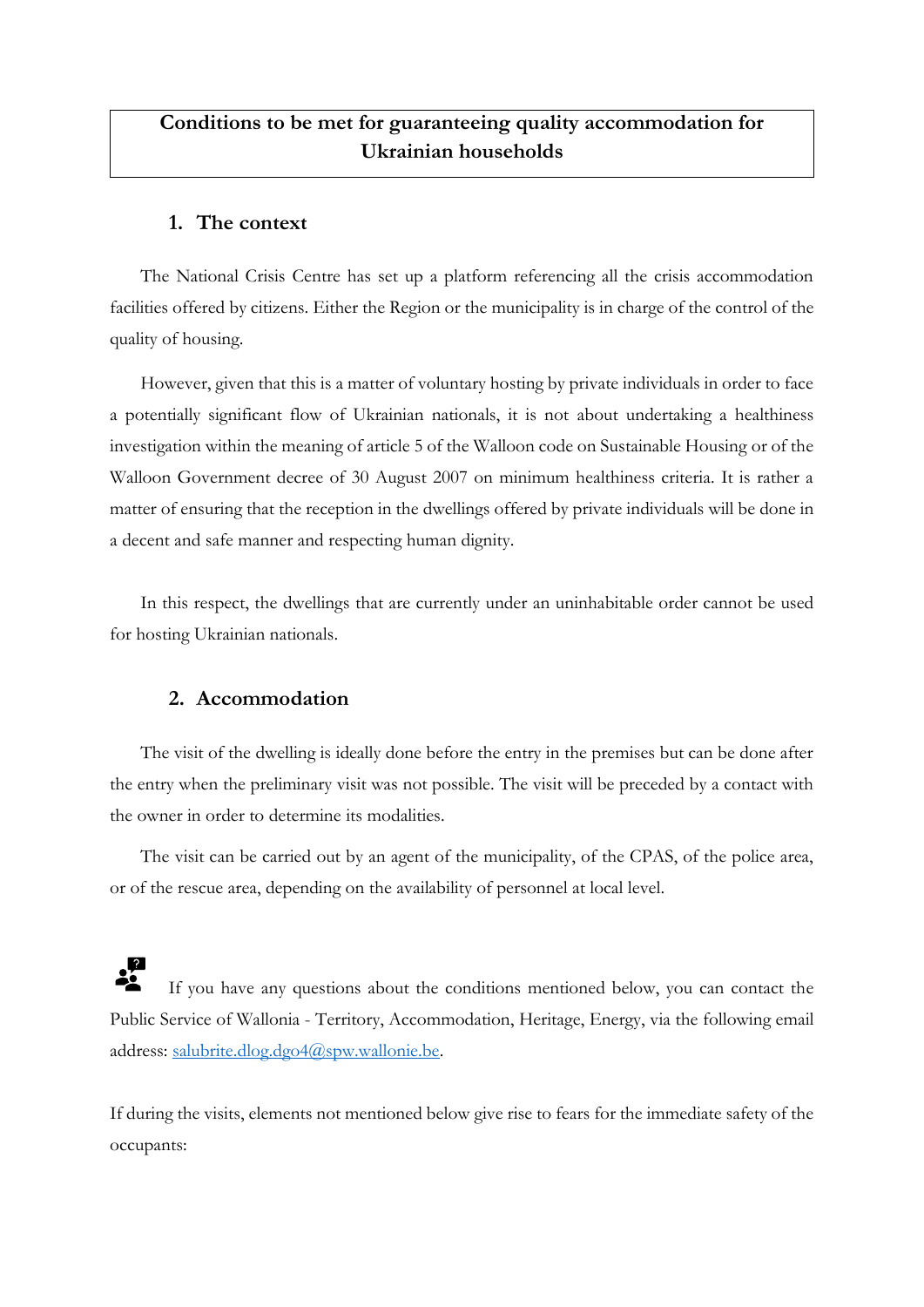# Conditions to be met for guaranteeing quality accommodation for Ukrainian households

## 1. The context

The National Crisis Centre has set up a platform referencing all the crisis accommodation facilities offered by citizens. Either the Region or the municipality is in charge of the control of the quality of housing.

However, given that this is a matter of voluntary hosting by private individuals in order to face a potentially significant flow of Ukrainian nationals, it is not about undertaking a healthiness investigation within the meaning of article 5 of the Walloon code on Sustainable Housing or of the Walloon Government decree of 30 August 2007 on minimum healthiness criteria. It is rather a matter of ensuring that the reception in the dwellings offered by private individuals will be done in a decent and safe manner and respecting human dignity.

In this respect, the dwellings that are currently under an uninhabitable order cannot be used for hosting Ukrainian nationals.

## 2. Accommodation

The visit of the dwelling is ideally done before the entry in the premises but can be done after the entry when the preliminary visit was not possible. The visit will be preceded by a contact with the owner in order to determine its modalities.

The visit can be carried out by an agent of the municipality, of the CPAS, of the police area, or of the rescue area, depending on the availability of personnel at local level.

If you have any questions about the conditions mentioned below, you can contact the Public Service of Wallonia - Territory, Accommodation, Heritage, Energy, via the following email address: salubrite.dlog.dgo4@spw.wallonie.be.

If during the visits, elements not mentioned below give rise to fears for the immediate safety of the occupants: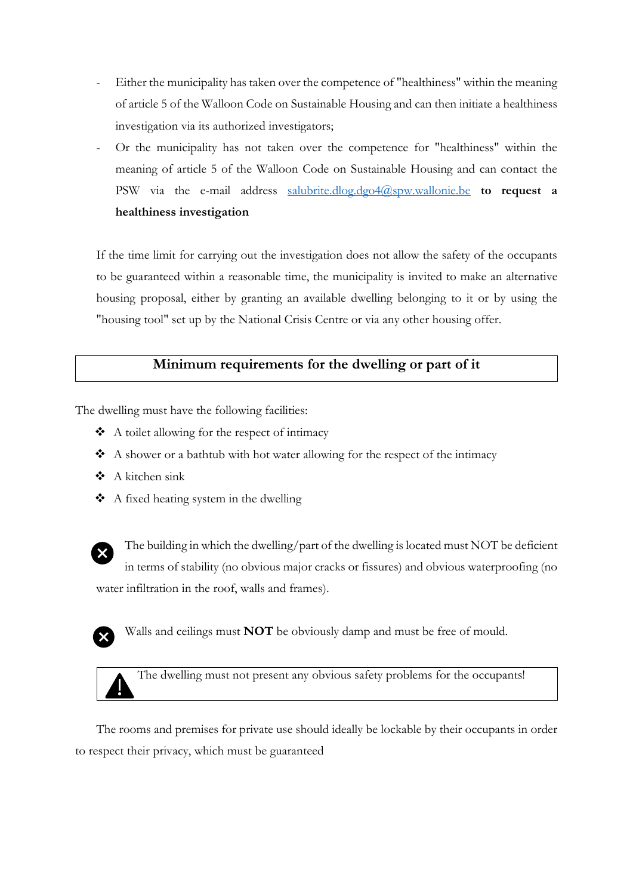- Either the municipality has taken over the competence of "healthiness" within the meaning of article 5 of the Walloon Code on Sustainable Housing and can then initiate a healthiness investigation via its authorized investigators;
- Or the municipality has not taken over the competence for "healthiness" within the meaning of article 5 of the Walloon Code on Sustainable Housing and can contact the PSW via the e-mail address salubrite.dlog.dgo4@spw.wallonie.be **to request a healthiness investigation**

If the time limit for carrying out the investigation does not allow the safety of the occupants to be guaranteed within a reasonable time, the municipality is invited to make an alternative housing proposal, either by granting an available dwelling belonging to it or by using the "housing tool" set up by the National Crisis Centre or via any other housing offer.

## Minimum requirements for the dwelling or part of it

The dwelling must have the following facilities:

- A toilet allowing for the respect of intimacy
- A shower or a bathtub with hot water allowing for the respect of the intimacy
- A kitchen sink
- A fixed heating system in the dwelling

The building in which the dwelling/part of the dwelling is located must NOT be deficient in terms of stability (no obvious major cracks or fissures) and obvious waterproofing (no water infiltration in the roof, walls and frames).

Walls and ceilings must **NOT** be obviously damp and must be free of mould.

The dwelling must not present any obvious safety problems for the occupants!

The rooms and premises for private use should ideally be lockable by their occupants in order to respect their privacy, which must be guaranteed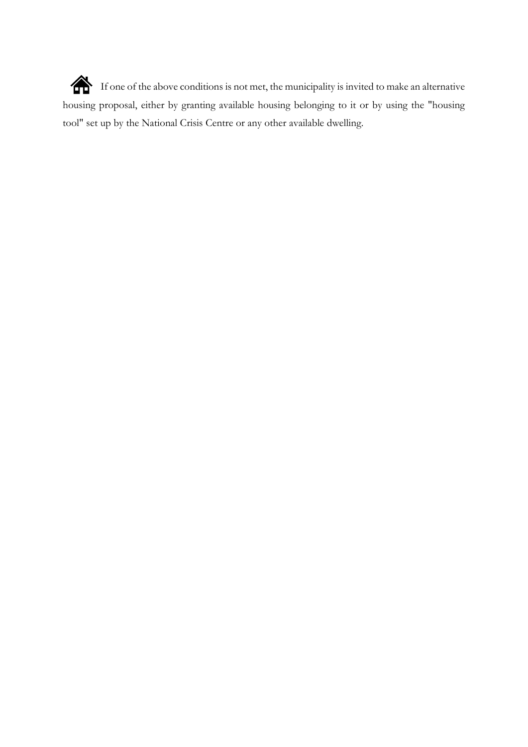If one of the above conditions is not met, the municipality is invited to make an alternative housing proposal, either by granting available housing belonging to it or by using the "housing tool" set up by the National Crisis Centre or any other available dwelling.